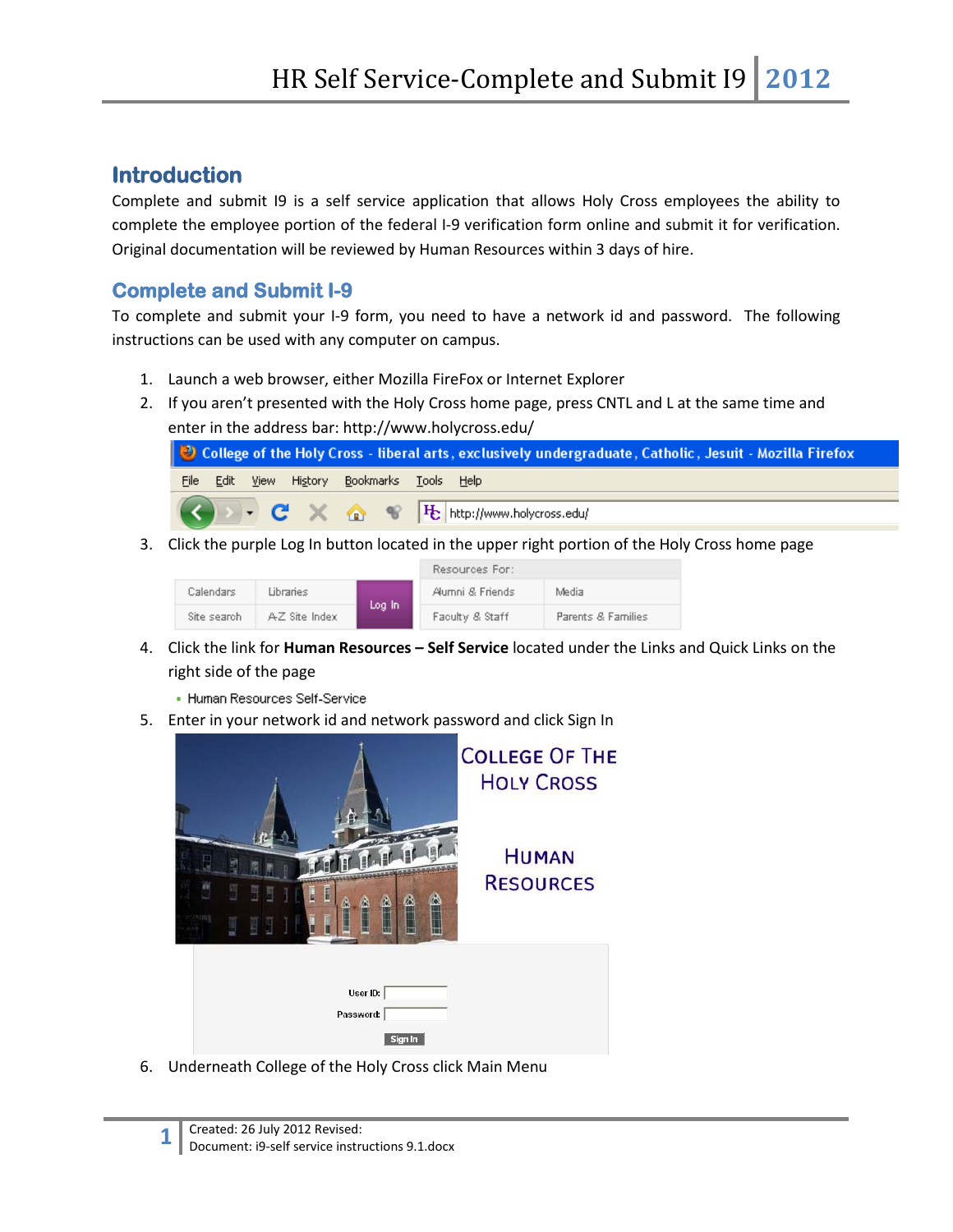## Introduction

Complete and submit I9 is a self service application that allows Holy Cross employees the ability to complete the employee portion of the federal I-9 verification form online and submit it for verification. Original documentation will be reviewed by Human Resources within 3 days of hire.

## Complete and Submit I-9

To complete and submit your I-9 form, you need to have a network id and password. The following instructions can be used with any computer on campus.

1. Launch a web browser, either Mozilla FireFox or Internet Explorer
2. If you aren't presented with the Holy Cross home page, press CNTL and L at the same time and enter in the address bar: http://www.holycross.edu/
3. Click the purple Log In button located in the upper right portion of the Holy Cross home page
4. Click the link for **Human Resources – Self Service** located under the Links and Quick Links on the right side of the page
5. Enter in your network id and network password and click Sign In
6. Underneath College of the Holy Cross click Main Menu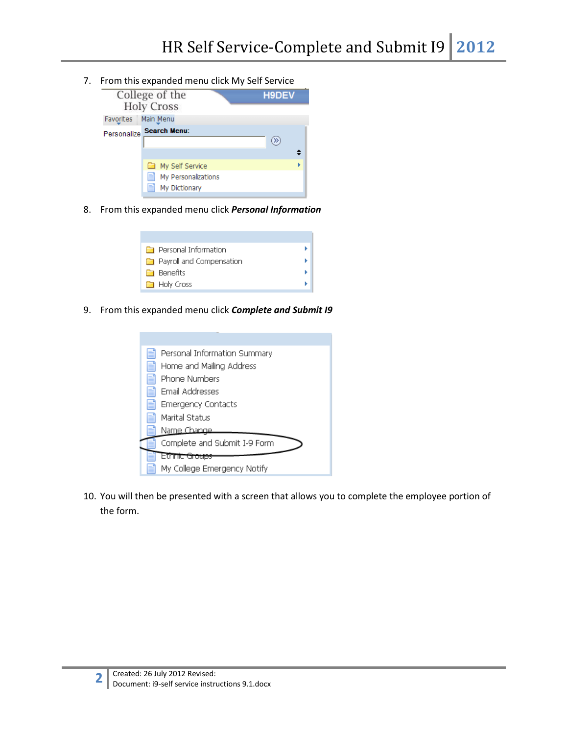7. From this expanded menu click My Self Service

8. From this expanded menu click ***Personal Information***

9. From this expanded menu click ***Complete and Submit I9***

10. You will then be presented with a screen that allows you to complete the employee portion of the form.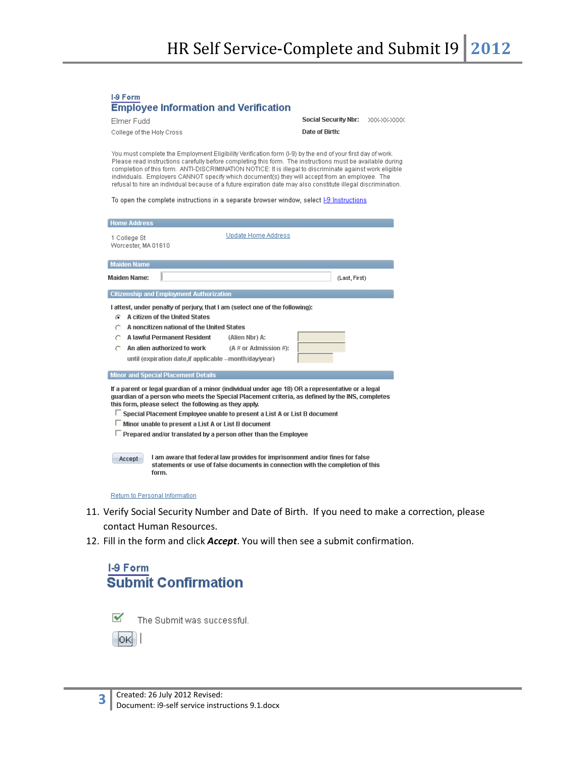I-9 Form

## Employee Information and Verification

Elmer Fudd

College of the Holy Cross

**Social Security Nbr:** XXX-XX-XXXX

**Date of Birth:**

You must complete the Employment Eligibility Verification form (I-9) by the end of your first day of work. Please read instructions carefully before completing this form. The instructions must be available during completion of this form. ANTI-DISCRIMINATION NOTICE: It is illegal to discriminate against work eligible individuals. Employers CANNOT specify which document(s) they will accept from an employee. The refusal to hire an individual because of a future expiration date may also constitute illegal discrimination.

To open the complete instructions in a separate browser window, select I-9 Instructions

**Home Address**

1 College St
Worcester, MA 01610

Update Home Address

**Maiden Name**

**Maiden Name:** (Last, First)

**Citizenship and Employment Authorization**

**I attest, under penalty of perjury, that I am (select one of the following):**

- A citizen of the United States
- A noncitizen national of the United States
- A lawful Permanent Resident (Alien Nbr) A:
- An alien authorized to work (A # or Admission #):
  until (expiration date,if applicable --month/day/year)

**Minor and Special Placement Details**

**If a parent or legal guardian of a minor (individual under age 18) OR a representative or a legal guardian of a person who meets the Special Placement criteria, as defined by the INS, completes this form, please select the following as they apply.**

- Special Placement Employee unable to present a List A or List B document
- Minor unable to present a List A or List B document
- Prepared and/or translated by a person other than the Employee

Accept — **I am aware that federal law provides for imprisonment and/or fines for false statements or use of false documents in connection with the completion of this form.**

Return to Personal Information

11. Verify Social Security Number and Date of Birth. If you need to make a correction, please contact Human Resources.
12. Fill in the form and click ***Accept***. You will then see a submit confirmation.

I-9 Form

## Submit Confirmation

The Submit was successful.

OK

Created: 26 July 2012 Revised:
Document: i9-self service instructions 9.1.docx